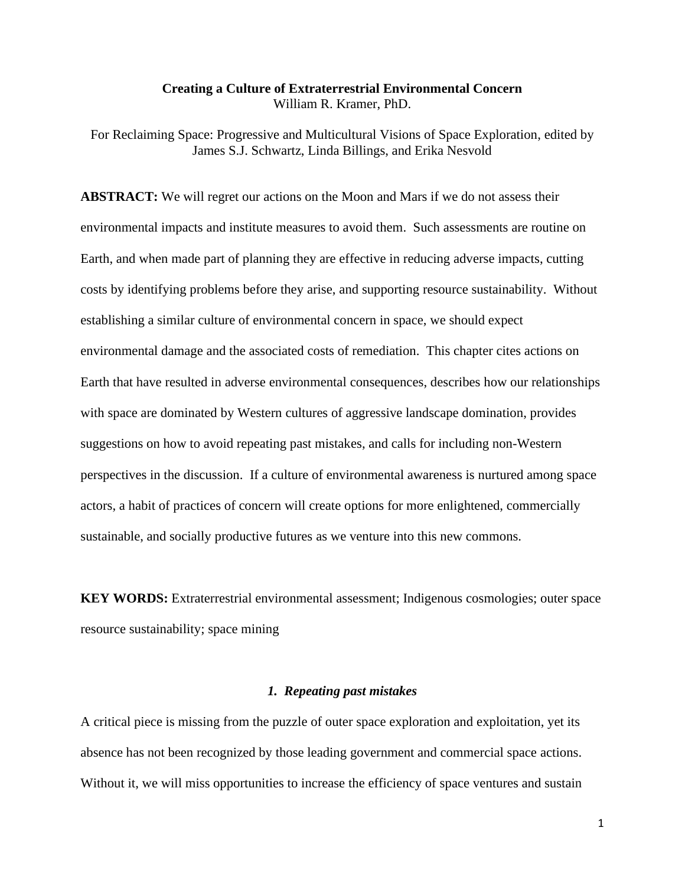# Creating a Culture of Extraterrestrial Environmental Concern

William R. Kramer, PhD.

For Reclaiming Space: Progressive and Multicultural Visions of Space Exploration, edited by James S.J. Schwartz, Linda Billings, and Erika Nesvold

**ABSTRACT:** We will regret our actions on the Moon and Mars if we do not assess their environmental impacts and institute measures to avoid them. Such assessments are routine on Earth, and when made part of planning they are effective in reducing adverse impacts, cutting costs by identifying problems before they arise, and supporting resource sustainability. Without establishing a similar culture of environmental concern in space, we should expect environmental damage and the associated costs of remediation. This chapter cites actions on Earth that have resulted in adverse environmental consequences, describes how our relationships with space are dominated by Western cultures of aggressive landscape domination, provides suggestions on how to avoid repeating past mistakes, and calls for including non-Western perspectives in the discussion. If a culture of environmental awareness is nurtured among space actors, a habit of practices of concern will create options for more enlightened, commercially sustainable, and socially productive futures as we venture into this new commons.

**KEY WORDS:** Extraterrestrial environmental assessment; Indigenous cosmologies; outer space resource sustainability; space mining

## *1. Repeating past mistakes*

A critical piece is missing from the puzzle of outer space exploration and exploitation, yet its absence has not been recognized by those leading government and commercial space actions. Without it, we will miss opportunities to increase the efficiency of space ventures and sustain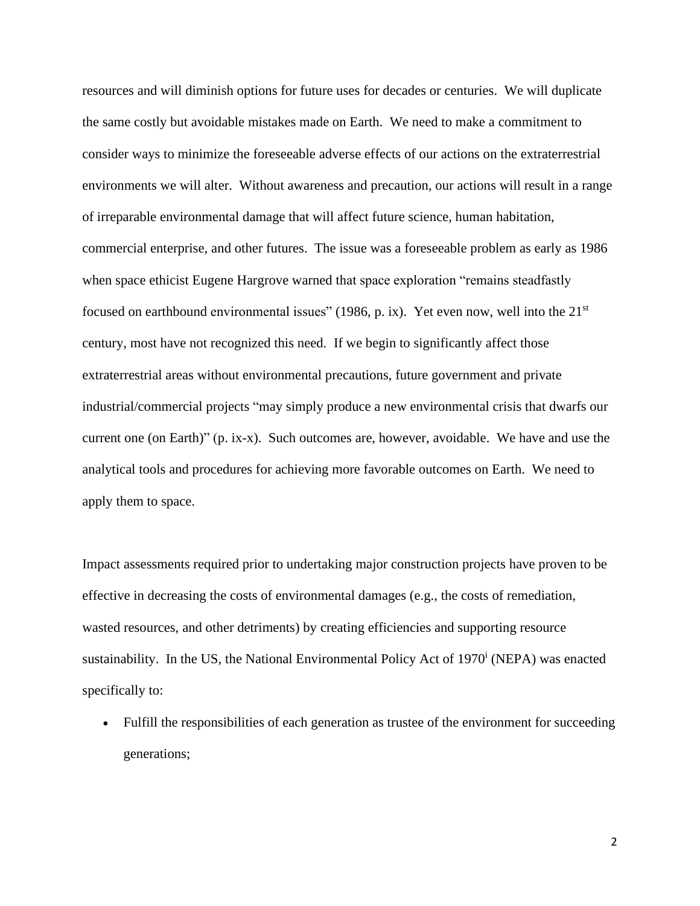resources and will diminish options for future uses for decades or centuries. We will duplicate the same costly but avoidable mistakes made on Earth. We need to make a commitment to consider ways to minimize the foreseeable adverse effects of our actions on the extraterrestrial environments we will alter. Without awareness and precaution, our actions will result in a range of irreparable environmental damage that will affect future science, human habitation, commercial enterprise, and other futures. The issue was a foreseeable problem as early as 1986 when space ethicist Eugene Hargrove warned that space exploration "remains steadfastly focused on earthbound environmental issues" (1986, p. ix). Yet even now, well into the 21st century, most have not recognized this need. If we begin to significantly affect those extraterrestrial areas without environmental precautions, future government and private industrial/commercial projects "may simply produce a new environmental crisis that dwarfs our current one (on Earth)" (p. ix-x). Such outcomes are, however, avoidable. We have and use the analytical tools and procedures for achieving more favorable outcomes on Earth. We need to apply them to space.

Impact assessments required prior to undertaking major construction projects have proven to be effective in decreasing the costs of environmental damages (e.g., the costs of remediation, wasted resources, and other detriments) by creating efficiencies and supporting resource sustainability. In the US, the National Environmental Policy Act of 1970[i] (NEPA) was enacted specifically to:

- Fulfill the responsibilities of each generation as trustee of the environment for succeeding generations;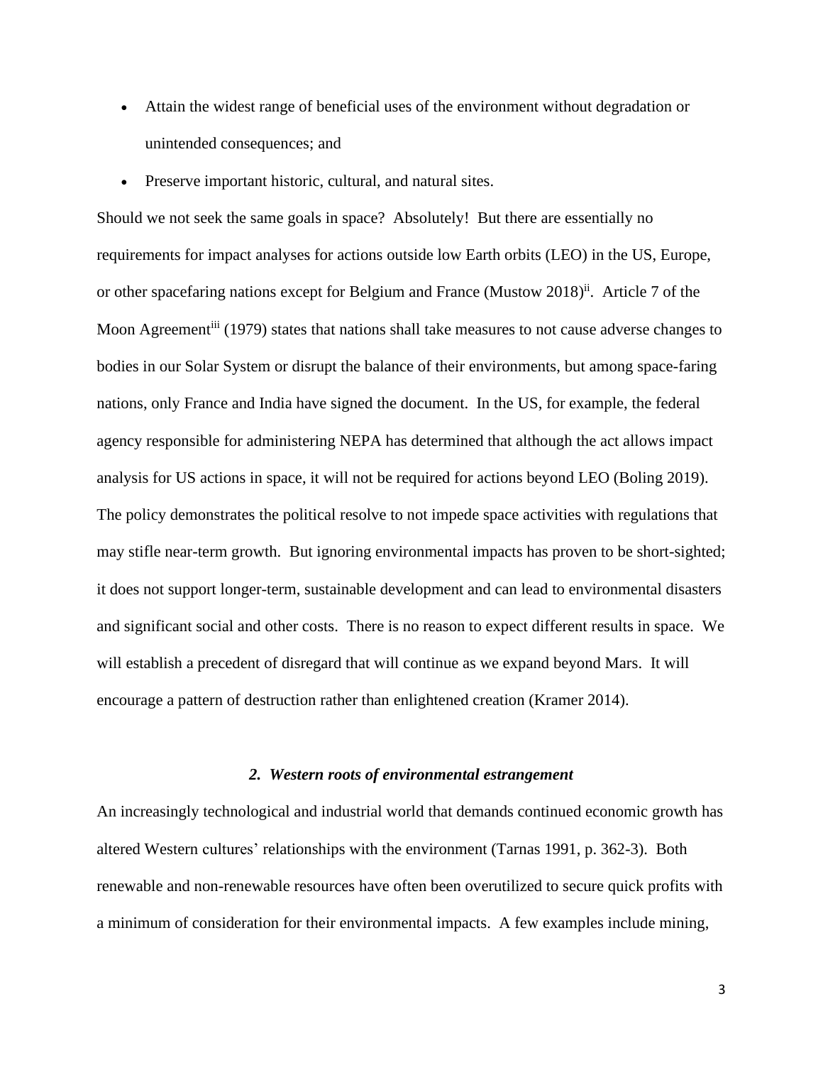- Attain the widest range of beneficial uses of the environment without degradation or unintended consequences; and
- Preserve important historic, cultural, and natural sites.

Should we not seek the same goals in space? Absolutely! But there are essentially no requirements for impact analyses for actions outside low Earth orbits (LEO) in the US, Europe, or other spacefaring nations except for Belgium and France (Mustow 2018)[ii]. Article 7 of the Moon Agreement[iii] (1979) states that nations shall take measures to not cause adverse changes to bodies in our Solar System or disrupt the balance of their environments, but among space-faring nations, only France and India have signed the document. In the US, for example, the federal agency responsible for administering NEPA has determined that although the act allows impact analysis for US actions in space, it will not be required for actions beyond LEO (Boling 2019). The policy demonstrates the political resolve to not impede space activities with regulations that may stifle near-term growth. But ignoring environmental impacts has proven to be short-sighted; it does not support longer-term, sustainable development and can lead to environmental disasters and significant social and other costs. There is no reason to expect different results in space. We will establish a precedent of disregard that will continue as we expand beyond Mars. It will encourage a pattern of destruction rather than enlightened creation (Kramer 2014).

### *2. Western roots of environmental estrangement*

An increasingly technological and industrial world that demands continued economic growth has altered Western cultures' relationships with the environment (Tarnas 1991, p. 362-3). Both renewable and non-renewable resources have often been overutilized to secure quick profits with a minimum of consideration for their environmental impacts. A few examples include mining,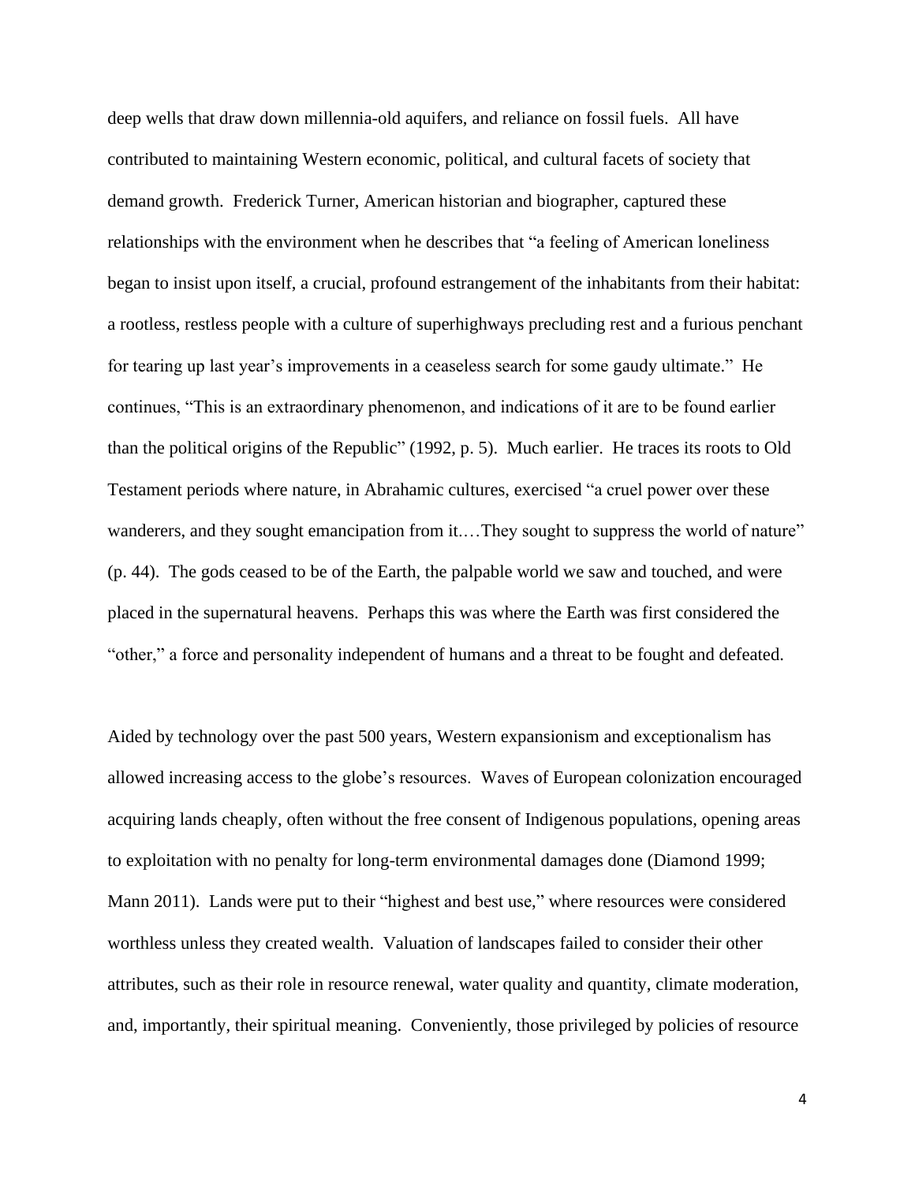deep wells that draw down millennia-old aquifers, and reliance on fossil fuels. All have contributed to maintaining Western economic, political, and cultural facets of society that demand growth. Frederick Turner, American historian and biographer, captured these relationships with the environment when he describes that "a feeling of American loneliness began to insist upon itself, a crucial, profound estrangement of the inhabitants from their habitat: a rootless, restless people with a culture of superhighways precluding rest and a furious penchant for tearing up last year's improvements in a ceaseless search for some gaudy ultimate." He continues, "This is an extraordinary phenomenon, and indications of it are to be found earlier than the political origins of the Republic" (1992, p. 5). Much earlier. He traces its roots to Old Testament periods where nature, in Abrahamic cultures, exercised "a cruel power over these wanderers, and they sought emancipation from it.…They sought to suppress the world of nature" (p. 44). The gods ceased to be of the Earth, the palpable world we saw and touched, and were placed in the supernatural heavens. Perhaps this was where the Earth was first considered the "other," a force and personality independent of humans and a threat to be fought and defeated.

Aided by technology over the past 500 years, Western expansionism and exceptionalism has allowed increasing access to the globe's resources. Waves of European colonization encouraged acquiring lands cheaply, often without the free consent of Indigenous populations, opening areas to exploitation with no penalty for long-term environmental damages done (Diamond 1999; Mann 2011). Lands were put to their "highest and best use," where resources were considered worthless unless they created wealth. Valuation of landscapes failed to consider their other attributes, such as their role in resource renewal, water quality and quantity, climate moderation, and, importantly, their spiritual meaning. Conveniently, those privileged by policies of resource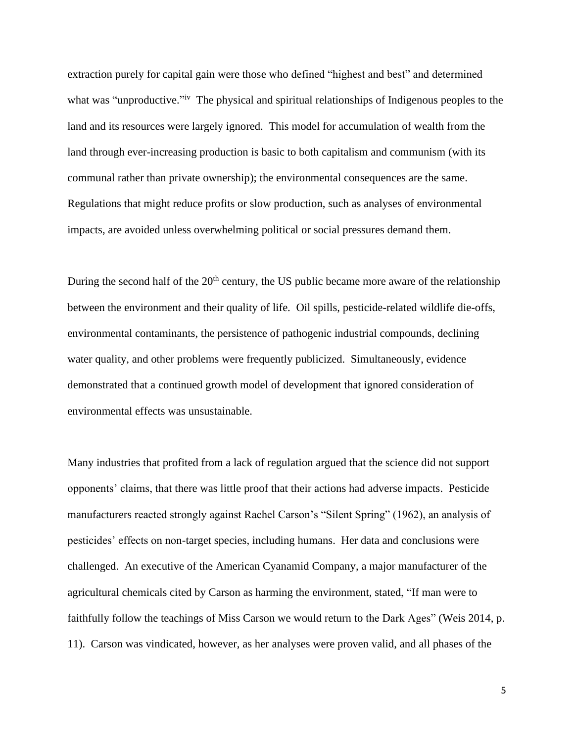extraction purely for capital gain were those who defined "highest and best" and determined what was "unproductive."[iv] The physical and spiritual relationships of Indigenous peoples to the land and its resources were largely ignored. This model for accumulation of wealth from the land through ever-increasing production is basic to both capitalism and communism (with its communal rather than private ownership); the environmental consequences are the same. Regulations that might reduce profits or slow production, such as analyses of environmental impacts, are avoided unless overwhelming political or social pressures demand them.

During the second half of the 20th century, the US public became more aware of the relationship between the environment and their quality of life. Oil spills, pesticide-related wildlife die-offs, environmental contaminants, the persistence of pathogenic industrial compounds, declining water quality, and other problems were frequently publicized. Simultaneously, evidence demonstrated that a continued growth model of development that ignored consideration of environmental effects was unsustainable.

Many industries that profited from a lack of regulation argued that the science did not support opponents' claims, that there was little proof that their actions had adverse impacts. Pesticide manufacturers reacted strongly against Rachel Carson's "Silent Spring" (1962), an analysis of pesticides' effects on non-target species, including humans. Her data and conclusions were challenged. An executive of the American Cyanamid Company, a major manufacturer of the agricultural chemicals cited by Carson as harming the environment, stated, "If man were to faithfully follow the teachings of Miss Carson we would return to the Dark Ages" (Weis 2014, p. 11). Carson was vindicated, however, as her analyses were proven valid, and all phases of the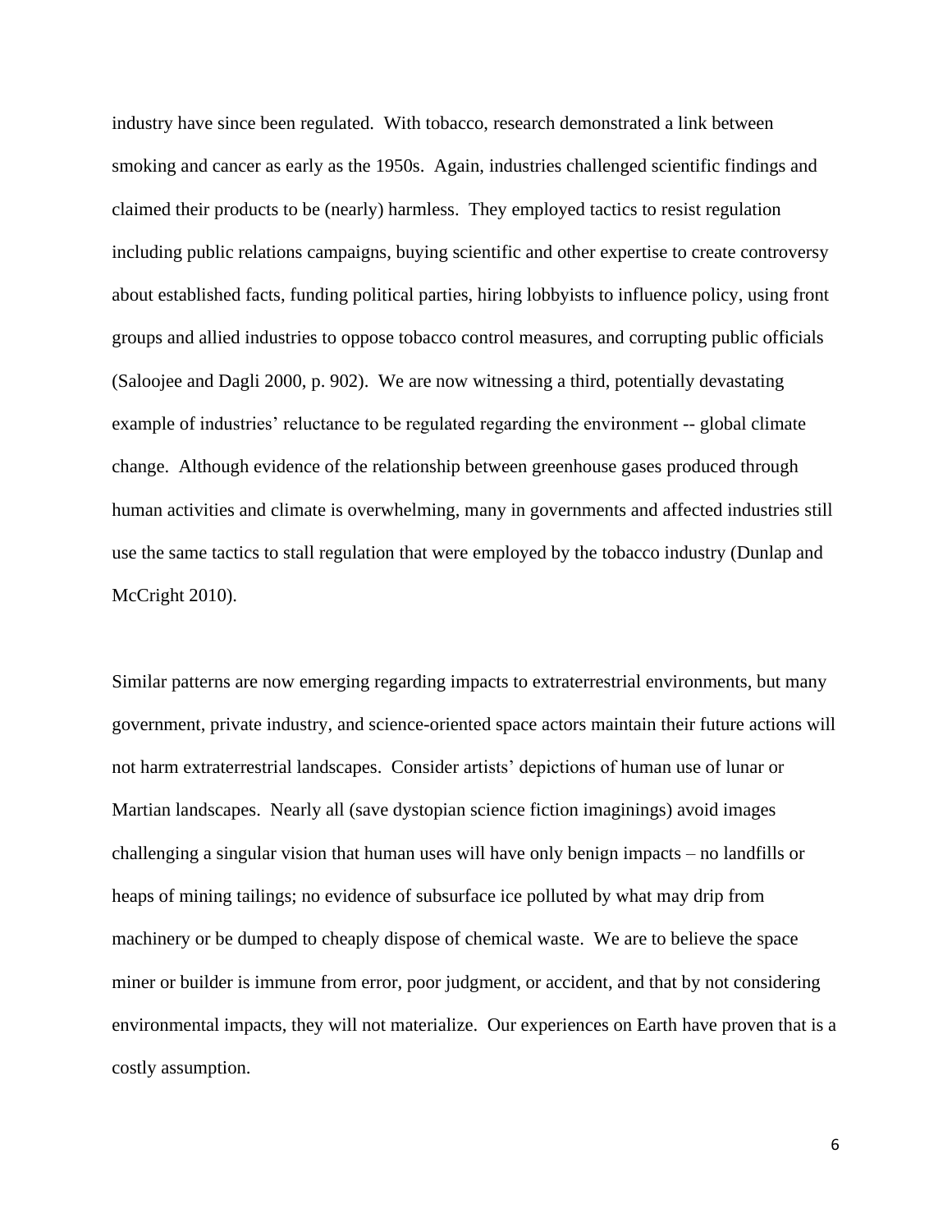industry have since been regulated. With tobacco, research demonstrated a link between smoking and cancer as early as the 1950s. Again, industries challenged scientific findings and claimed their products to be (nearly) harmless. They employed tactics to resist regulation including public relations campaigns, buying scientific and other expertise to create controversy about established facts, funding political parties, hiring lobbyists to influence policy, using front groups and allied industries to oppose tobacco control measures, and corrupting public officials (Saloojee and Dagli 2000, p. 902). We are now witnessing a third, potentially devastating example of industries' reluctance to be regulated regarding the environment -- global climate change. Although evidence of the relationship between greenhouse gases produced through human activities and climate is overwhelming, many in governments and affected industries still use the same tactics to stall regulation that were employed by the tobacco industry (Dunlap and McCright 2010).

Similar patterns are now emerging regarding impacts to extraterrestrial environments, but many government, private industry, and science-oriented space actors maintain their future actions will not harm extraterrestrial landscapes. Consider artists' depictions of human use of lunar or Martian landscapes. Nearly all (save dystopian science fiction imaginings) avoid images challenging a singular vision that human uses will have only benign impacts – no landfills or heaps of mining tailings; no evidence of subsurface ice polluted by what may drip from machinery or be dumped to cheaply dispose of chemical waste. We are to believe the space miner or builder is immune from error, poor judgment, or accident, and that by not considering environmental impacts, they will not materialize. Our experiences on Earth have proven that is a costly assumption.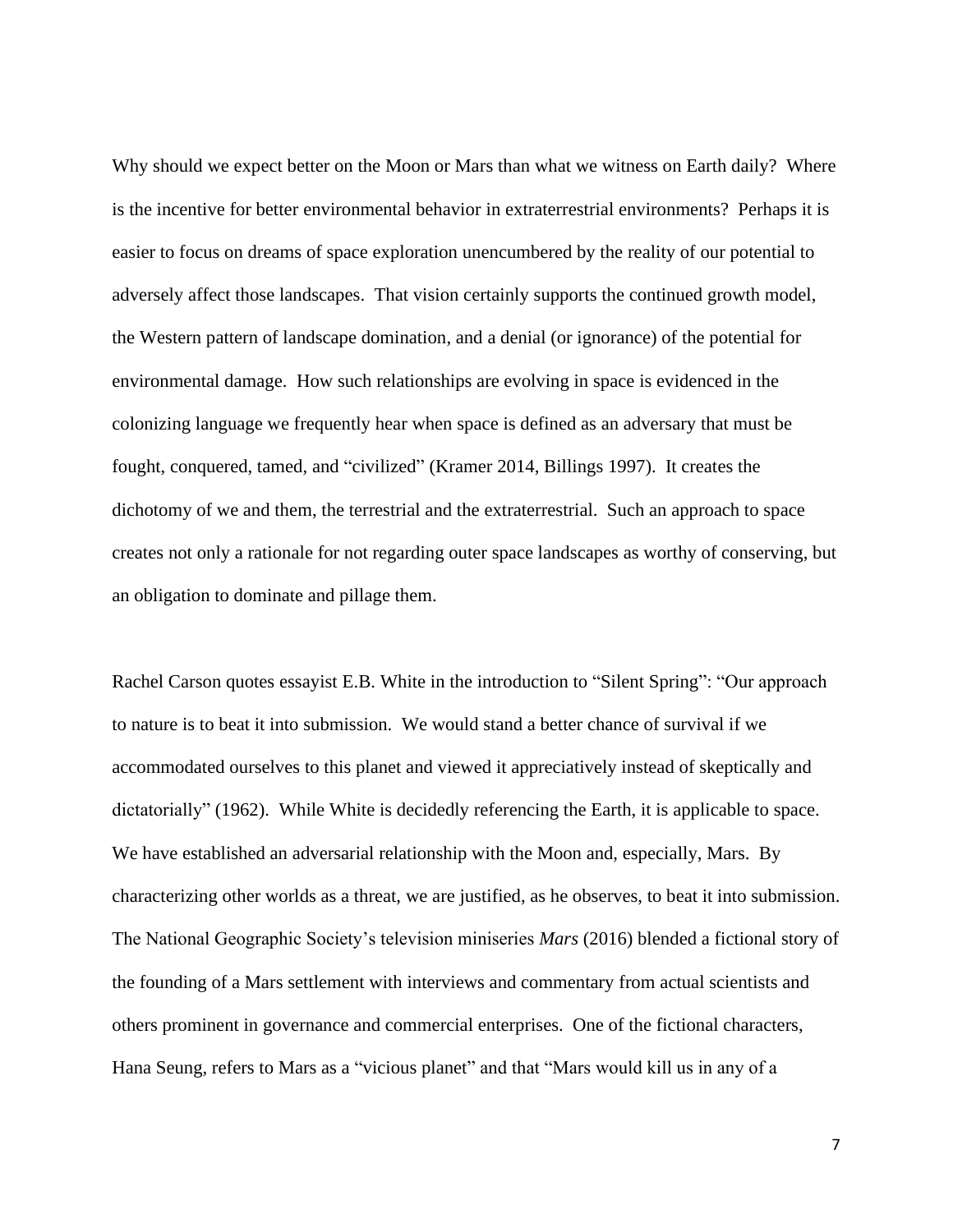Why should we expect better on the Moon or Mars than what we witness on Earth daily? Where is the incentive for better environmental behavior in extraterrestrial environments? Perhaps it is easier to focus on dreams of space exploration unencumbered by the reality of our potential to adversely affect those landscapes. That vision certainly supports the continued growth model, the Western pattern of landscape domination, and a denial (or ignorance) of the potential for environmental damage. How such relationships are evolving in space is evidenced in the colonizing language we frequently hear when space is defined as an adversary that must be fought, conquered, tamed, and "civilized" (Kramer 2014, Billings 1997). It creates the dichotomy of we and them, the terrestrial and the extraterrestrial. Such an approach to space creates not only a rationale for not regarding outer space landscapes as worthy of conserving, but an obligation to dominate and pillage them.

Rachel Carson quotes essayist E.B. White in the introduction to "Silent Spring": "Our approach to nature is to beat it into submission. We would stand a better chance of survival if we accommodated ourselves to this planet and viewed it appreciatively instead of skeptically and dictatorially" (1962). While White is decidedly referencing the Earth, it is applicable to space. We have established an adversarial relationship with the Moon and, especially, Mars. By characterizing other worlds as a threat, we are justified, as he observes, to beat it into submission. The National Geographic Society's television miniseries *Mars* (2016) blended a fictional story of the founding of a Mars settlement with interviews and commentary from actual scientists and others prominent in governance and commercial enterprises. One of the fictional characters, Hana Seung, refers to Mars as a "vicious planet" and that "Mars would kill us in any of a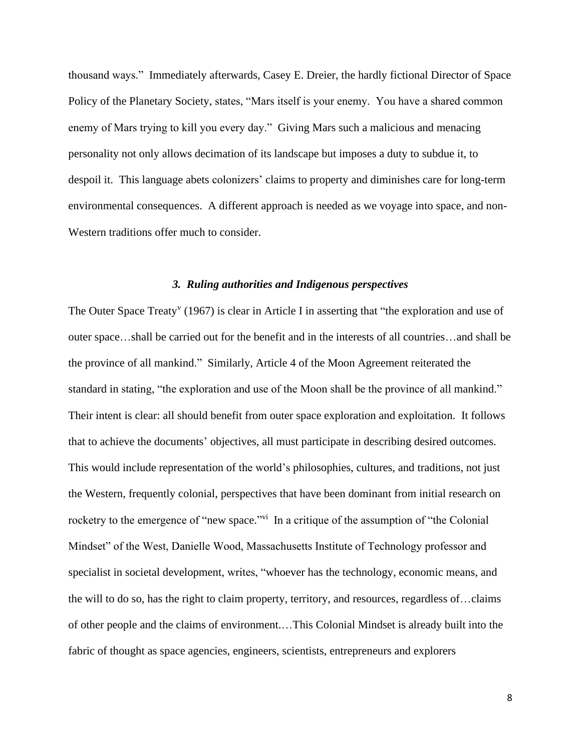thousand ways." Immediately afterwards, Casey E. Dreier, the hardly fictional Director of Space Policy of the Planetary Society, states, "Mars itself is your enemy. You have a shared common enemy of Mars trying to kill you every day." Giving Mars such a malicious and menacing personality not only allows decimation of its landscape but imposes a duty to subdue it, to despoil it. This language abets colonizers' claims to property and diminishes care for long-term environmental consequences. A different approach is needed as we voyage into space, and non-Western traditions offer much to consider.

### *3. Ruling authorities and Indigenous perspectives*

The Outer Space Treaty[v] (1967) is clear in Article I in asserting that "the exploration and use of outer space…shall be carried out for the benefit and in the interests of all countries…and shall be the province of all mankind." Similarly, Article 4 of the Moon Agreement reiterated the standard in stating, "the exploration and use of the Moon shall be the province of all mankind." Their intent is clear: all should benefit from outer space exploration and exploitation. It follows that to achieve the documents' objectives, all must participate in describing desired outcomes. This would include representation of the world's philosophies, cultures, and traditions, not just the Western, frequently colonial, perspectives that have been dominant from initial research on rocketry to the emergence of "new space."[vi] In a critique of the assumption of "the Colonial Mindset" of the West, Danielle Wood, Massachusetts Institute of Technology professor and specialist in societal development, writes, "whoever has the technology, economic means, and the will to do so, has the right to claim property, territory, and resources, regardless of…claims of other people and the claims of environment.…This Colonial Mindset is already built into the fabric of thought as space agencies, engineers, scientists, entrepreneurs and explorers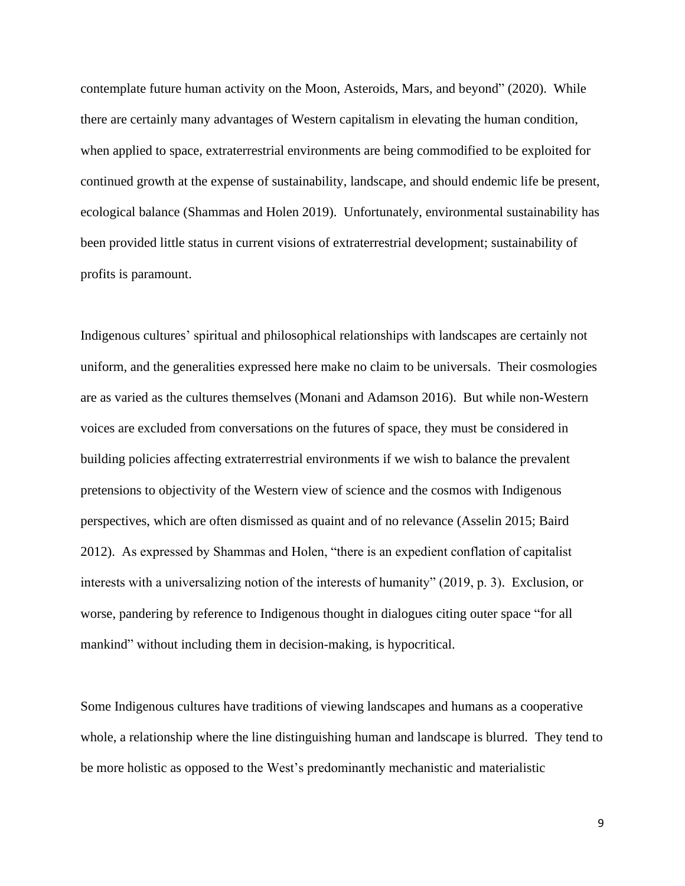contemplate future human activity on the Moon, Asteroids, Mars, and beyond" (2020). While there are certainly many advantages of Western capitalism in elevating the human condition, when applied to space, extraterrestrial environments are being commodified to be exploited for continued growth at the expense of sustainability, landscape, and should endemic life be present, ecological balance (Shammas and Holen 2019). Unfortunately, environmental sustainability has been provided little status in current visions of extraterrestrial development; sustainability of profits is paramount.

Indigenous cultures' spiritual and philosophical relationships with landscapes are certainly not uniform, and the generalities expressed here make no claim to be universals. Their cosmologies are as varied as the cultures themselves (Monani and Adamson 2016). But while non-Western voices are excluded from conversations on the futures of space, they must be considered in building policies affecting extraterrestrial environments if we wish to balance the prevalent pretensions to objectivity of the Western view of science and the cosmos with Indigenous perspectives, which are often dismissed as quaint and of no relevance (Asselin 2015; Baird 2012). As expressed by Shammas and Holen, "there is an expedient conflation of capitalist interests with a universalizing notion of the interests of humanity" (2019, p. 3). Exclusion, or worse, pandering by reference to Indigenous thought in dialogues citing outer space "for all mankind" without including them in decision-making, is hypocritical.

Some Indigenous cultures have traditions of viewing landscapes and humans as a cooperative whole, a relationship where the line distinguishing human and landscape is blurred. They tend to be more holistic as opposed to the West's predominantly mechanistic and materialistic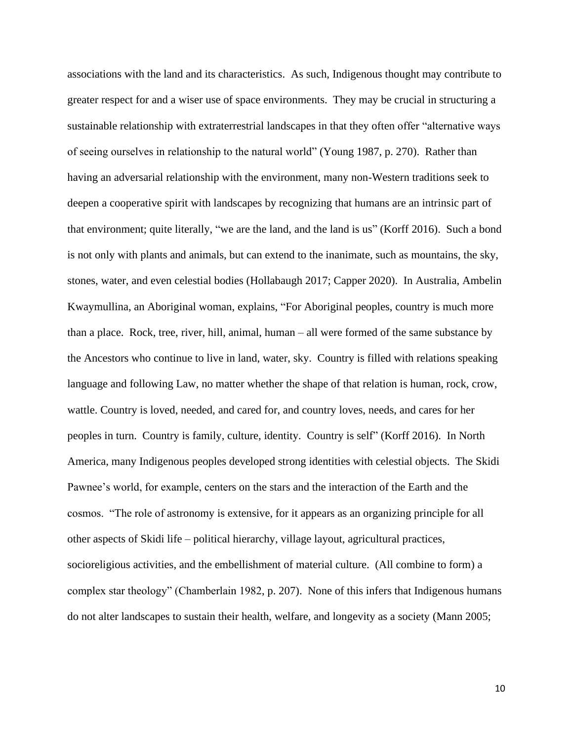associations with the land and its characteristics. As such, Indigenous thought may contribute to greater respect for and a wiser use of space environments. They may be crucial in structuring a sustainable relationship with extraterrestrial landscapes in that they often offer "alternative ways of seeing ourselves in relationship to the natural world" (Young 1987, p. 270). Rather than having an adversarial relationship with the environment, many non-Western traditions seek to deepen a cooperative spirit with landscapes by recognizing that humans are an intrinsic part of that environment; quite literally, "we are the land, and the land is us" (Korff 2016). Such a bond is not only with plants and animals, but can extend to the inanimate, such as mountains, the sky, stones, water, and even celestial bodies (Hollabaugh 2017; Capper 2020). In Australia, Ambelin Kwaymullina, an Aboriginal woman, explains, "For Aboriginal peoples, country is much more than a place. Rock, tree, river, hill, animal, human – all were formed of the same substance by the Ancestors who continue to live in land, water, sky. Country is filled with relations speaking language and following Law, no matter whether the shape of that relation is human, rock, crow, wattle. Country is loved, needed, and cared for, and country loves, needs, and cares for her peoples in turn. Country is family, culture, identity. Country is self" (Korff 2016). In North America, many Indigenous peoples developed strong identities with celestial objects. The Skidi Pawnee's world, for example, centers on the stars and the interaction of the Earth and the cosmos. "The role of astronomy is extensive, for it appears as an organizing principle for all other aspects of Skidi life – political hierarchy, village layout, agricultural practices, socioreligious activities, and the embellishment of material culture. (All combine to form) a complex star theology" (Chamberlain 1982, p. 207). None of this infers that Indigenous humans do not alter landscapes to sustain their health, welfare, and longevity as a society (Mann 2005;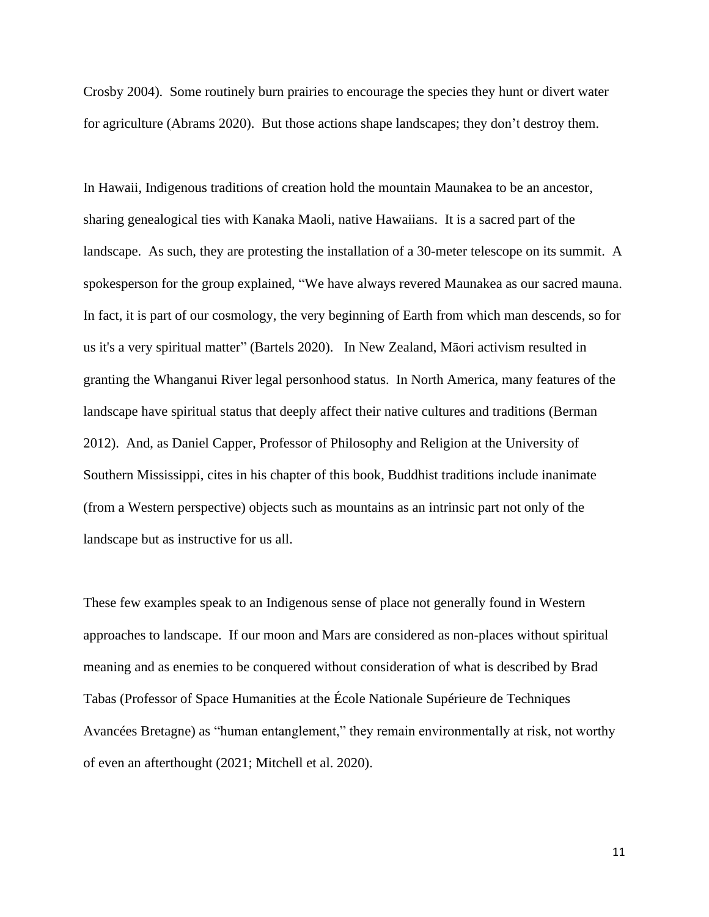Crosby 2004). Some routinely burn prairies to encourage the species they hunt or divert water for agriculture (Abrams 2020). But those actions shape landscapes; they don't destroy them.

In Hawaii, Indigenous traditions of creation hold the mountain Maunakea to be an ancestor, sharing genealogical ties with Kanaka Maoli, native Hawaiians. It is a sacred part of the landscape. As such, they are protesting the installation of a 30-meter telescope on its summit. A spokesperson for the group explained, "We have always revered Maunakea as our sacred mauna. In fact, it is part of our cosmology, the very beginning of Earth from which man descends, so for us it's a very spiritual matter" (Bartels 2020). In New Zealand, Māori activism resulted in granting the Whanganui River legal personhood status. In North America, many features of the landscape have spiritual status that deeply affect their native cultures and traditions (Berman 2012). And, as Daniel Capper, Professor of Philosophy and Religion at the University of Southern Mississippi, cites in his chapter of this book, Buddhist traditions include inanimate (from a Western perspective) objects such as mountains as an intrinsic part not only of the landscape but as instructive for us all.

These few examples speak to an Indigenous sense of place not generally found in Western approaches to landscape. If our moon and Mars are considered as non-places without spiritual meaning and as enemies to be conquered without consideration of what is described by Brad Tabas (Professor of Space Humanities at the École Nationale Supérieure de Techniques Avancées Bretagne) as "human entanglement," they remain environmentally at risk, not worthy of even an afterthought (2021; Mitchell et al. 2020).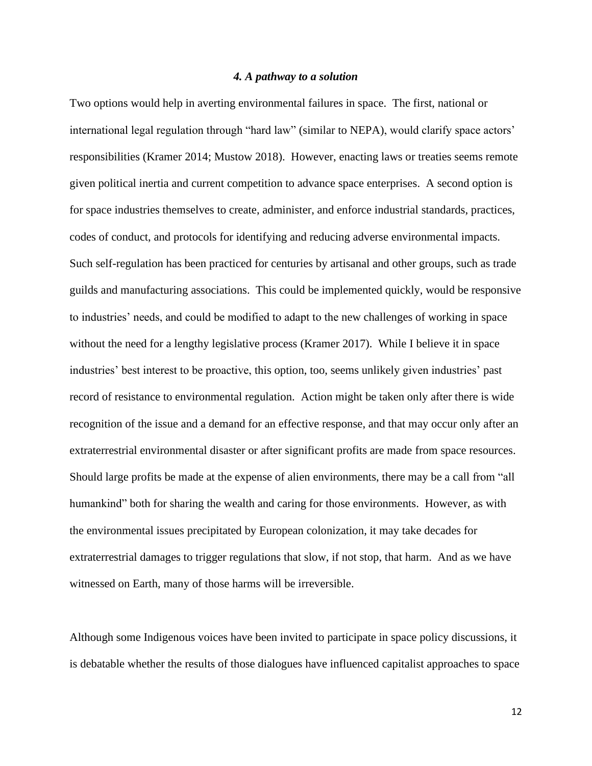### *4. A pathway to a solution*

Two options would help in averting environmental failures in space. The first, national or international legal regulation through "hard law" (similar to NEPA), would clarify space actors' responsibilities (Kramer 2014; Mustow 2018). However, enacting laws or treaties seems remote given political inertia and current competition to advance space enterprises. A second option is for space industries themselves to create, administer, and enforce industrial standards, practices, codes of conduct, and protocols for identifying and reducing adverse environmental impacts. Such self-regulation has been practiced for centuries by artisanal and other groups, such as trade guilds and manufacturing associations. This could be implemented quickly, would be responsive to industries' needs, and could be modified to adapt to the new challenges of working in space without the need for a lengthy legislative process (Kramer 2017). While I believe it in space industries' best interest to be proactive, this option, too, seems unlikely given industries' past record of resistance to environmental regulation. Action might be taken only after there is wide recognition of the issue and a demand for an effective response, and that may occur only after an extraterrestrial environmental disaster or after significant profits are made from space resources. Should large profits be made at the expense of alien environments, there may be a call from "all humankind" both for sharing the wealth and caring for those environments. However, as with the environmental issues precipitated by European colonization, it may take decades for extraterrestrial damages to trigger regulations that slow, if not stop, that harm. And as we have witnessed on Earth, many of those harms will be irreversible.

Although some Indigenous voices have been invited to participate in space policy discussions, it is debatable whether the results of those dialogues have influenced capitalist approaches to space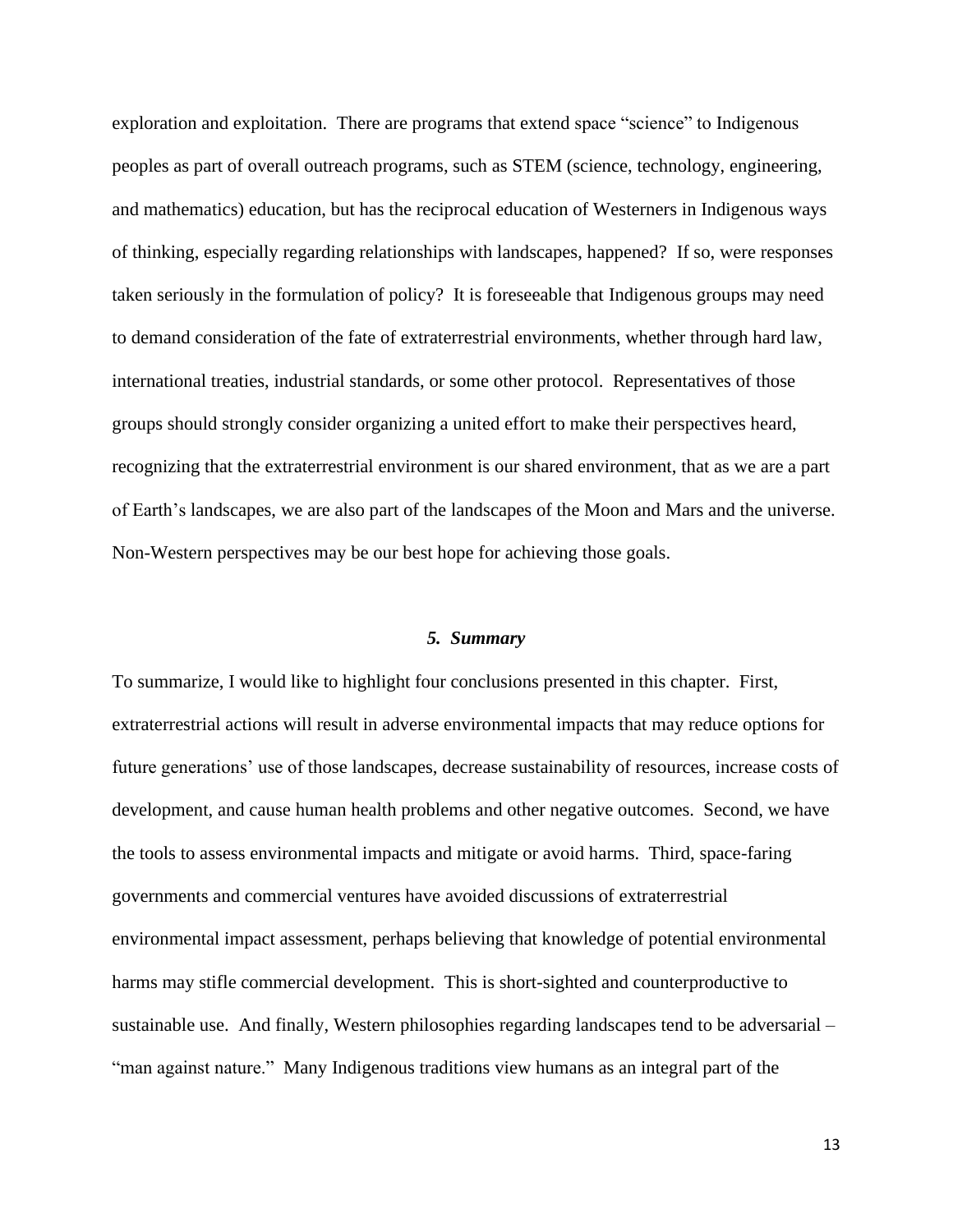exploration and exploitation. There are programs that extend space "science" to Indigenous peoples as part of overall outreach programs, such as STEM (science, technology, engineering, and mathematics) education, but has the reciprocal education of Westerners in Indigenous ways of thinking, especially regarding relationships with landscapes, happened? If so, were responses taken seriously in the formulation of policy? It is foreseeable that Indigenous groups may need to demand consideration of the fate of extraterrestrial environments, whether through hard law, international treaties, industrial standards, or some other protocol. Representatives of those groups should strongly consider organizing a united effort to make their perspectives heard, recognizing that the extraterrestrial environment is our shared environment, that as we are a part of Earth's landscapes, we are also part of the landscapes of the Moon and Mars and the universe. Non-Western perspectives may be our best hope for achieving those goals.

## *5. Summary*

To summarize, I would like to highlight four conclusions presented in this chapter. First, extraterrestrial actions will result in adverse environmental impacts that may reduce options for future generations' use of those landscapes, decrease sustainability of resources, increase costs of development, and cause human health problems and other negative outcomes. Second, we have the tools to assess environmental impacts and mitigate or avoid harms. Third, space-faring governments and commercial ventures have avoided discussions of extraterrestrial environmental impact assessment, perhaps believing that knowledge of potential environmental harms may stifle commercial development. This is short-sighted and counterproductive to sustainable use. And finally, Western philosophies regarding landscapes tend to be adversarial – "man against nature." Many Indigenous traditions view humans as an integral part of the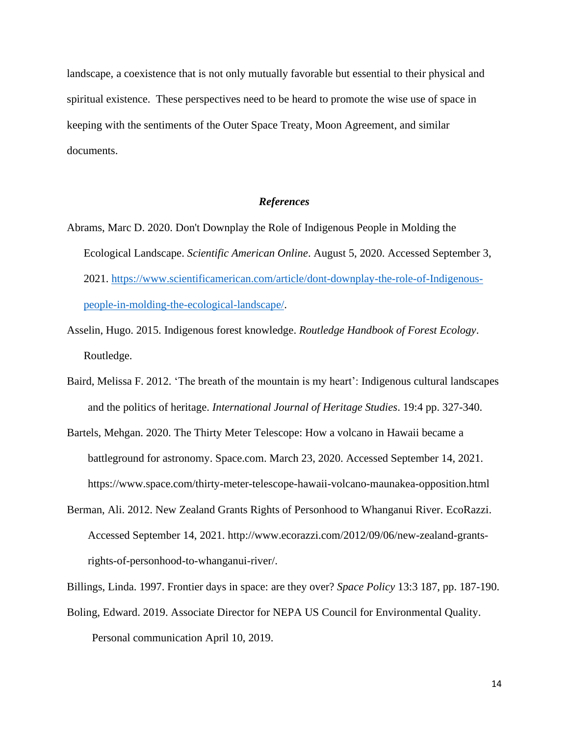landscape, a coexistence that is not only mutually favorable but essential to their physical and spiritual existence. These perspectives need to be heard to promote the wise use of space in keeping with the sentiments of the Outer Space Treaty, Moon Agreement, and similar documents.

### *References*

Abrams, Marc D. 2020. Don't Downplay the Role of Indigenous People in Molding the Ecological Landscape. *Scientific American Online*. August 5, 2020. Accessed September 3, 2021. https://www.scientificamerican.com/article/dont-downplay-the-role-of-Indigenous-people-in-molding-the-ecological-landscape/.

Asselin, Hugo. 2015. Indigenous forest knowledge. *Routledge Handbook of Forest Ecology*. Routledge.

Baird, Melissa F. 2012. 'The breath of the mountain is my heart': Indigenous cultural landscapes and the politics of heritage. *International Journal of Heritage Studies*. 19:4 pp. 327-340.

Bartels, Mehgan. 2020. The Thirty Meter Telescope: How a volcano in Hawaii became a battleground for astronomy. Space.com. March 23, 2020. Accessed September 14, 2021. https://www.space.com/thirty-meter-telescope-hawaii-volcano-maunakea-opposition.html

Berman, Ali. 2012. New Zealand Grants Rights of Personhood to Whanganui River. EcoRazzi. Accessed September 14, 2021. http://www.ecorazzi.com/2012/09/06/new-zealand-grants-rights-of-personhood-to-whanganui-river/.

Billings, Linda. 1997. Frontier days in space: are they over? *Space Policy* 13:3 187, pp. 187-190.

Boling, Edward. 2019. Associate Director for NEPA US Council for Environmental Quality. Personal communication April 10, 2019.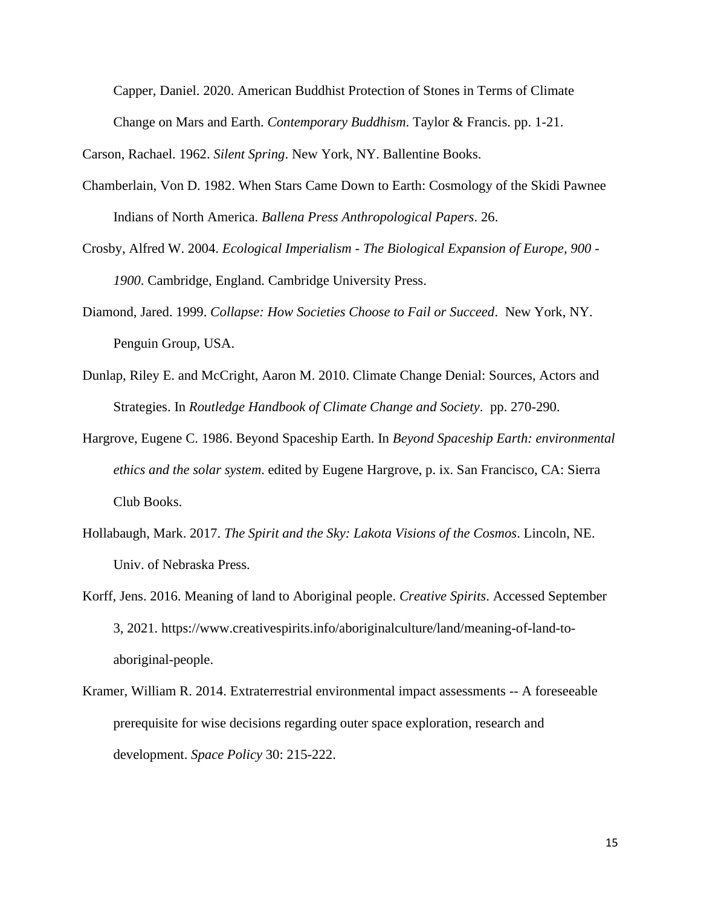Capper, Daniel. 2020. American Buddhist Protection of Stones in Terms of Climate Change on Mars and Earth. *Contemporary Buddhism*. Taylor & Francis. pp. 1-21.

Carson, Rachael. 1962. *Silent Spring*. New York, NY. Ballentine Books.

Chamberlain, Von D. 1982. When Stars Came Down to Earth: Cosmology of the Skidi Pawnee Indians of North America. *Ballena Press Anthropological Papers*. 26.

Crosby, Alfred W. 2004. *Ecological Imperialism - The Biological Expansion of Europe, 900 - 1900*. Cambridge, England. Cambridge University Press.

Diamond, Jared. 1999. *Collapse: How Societies Choose to Fail or Succeed*. New York, NY. Penguin Group, USA.

Dunlap, Riley E. and McCright, Aaron M. 2010. Climate Change Denial: Sources, Actors and Strategies. In *Routledge Handbook of Climate Change and Society*. pp. 270-290.

Hargrove, Eugene C. 1986. Beyond Spaceship Earth. In *Beyond Spaceship Earth: environmental ethics and the solar system*. edited by Eugene Hargrove, p. ix. San Francisco, CA: Sierra Club Books.

Hollabaugh, Mark. 2017. *The Spirit and the Sky: Lakota Visions of the Cosmos*. Lincoln, NE. Univ. of Nebraska Press.

Korff, Jens. 2016. Meaning of land to Aboriginal people. *Creative Spirits*. Accessed September 3, 2021. https://www.creativespirits.info/aboriginalculture/land/meaning-of-land-to-aboriginal-people.

Kramer, William R. 2014. Extraterrestrial environmental impact assessments -- A foreseeable prerequisite for wise decisions regarding outer space exploration, research and development. *Space Policy* 30: 215-222.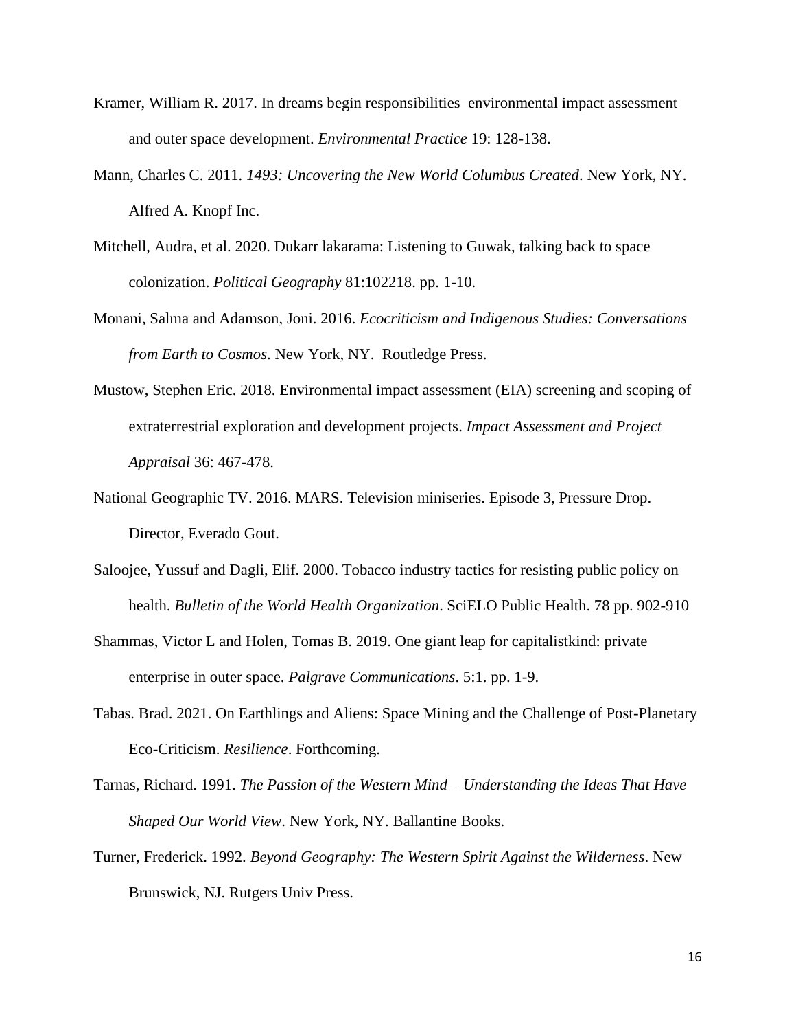Kramer, William R. 2017. In dreams begin responsibilities–environmental impact assessment and outer space development. *Environmental Practice* 19: 128-138.

Mann, Charles C. 2011. *1493: Uncovering the New World Columbus Created*. New York, NY. Alfred A. Knopf Inc.

Mitchell, Audra, et al. 2020. Dukarr lakarama: Listening to Guwak, talking back to space colonization. *Political Geography* 81:102218. pp. 1-10.

Monani, Salma and Adamson, Joni. 2016. *Ecocriticism and Indigenous Studies: Conversations from Earth to Cosmos*. New York, NY. Routledge Press.

Mustow, Stephen Eric. 2018. Environmental impact assessment (EIA) screening and scoping of extraterrestrial exploration and development projects. *Impact Assessment and Project Appraisal* 36: 467-478.

National Geographic TV. 2016. MARS. Television miniseries. Episode 3, Pressure Drop. Director, Everado Gout.

Saloojee, Yussuf and Dagli, Elif. 2000. Tobacco industry tactics for resisting public policy on health. *Bulletin of the World Health Organization*. SciELO Public Health. 78 pp. 902-910

Shammas, Victor L and Holen, Tomas B. 2019. One giant leap for capitalistkind: private enterprise in outer space. *Palgrave Communications*. 5:1. pp. 1-9.

Tabas. Brad. 2021. On Earthlings and Aliens: Space Mining and the Challenge of Post-Planetary Eco-Criticism. *Resilience*. Forthcoming.

Tarnas, Richard. 1991. *The Passion of the Western Mind – Understanding the Ideas That Have Shaped Our World View*. New York, NY. Ballantine Books.

Turner, Frederick. 1992. *Beyond Geography: The Western Spirit Against the Wilderness*. New Brunswick, NJ. Rutgers Univ Press.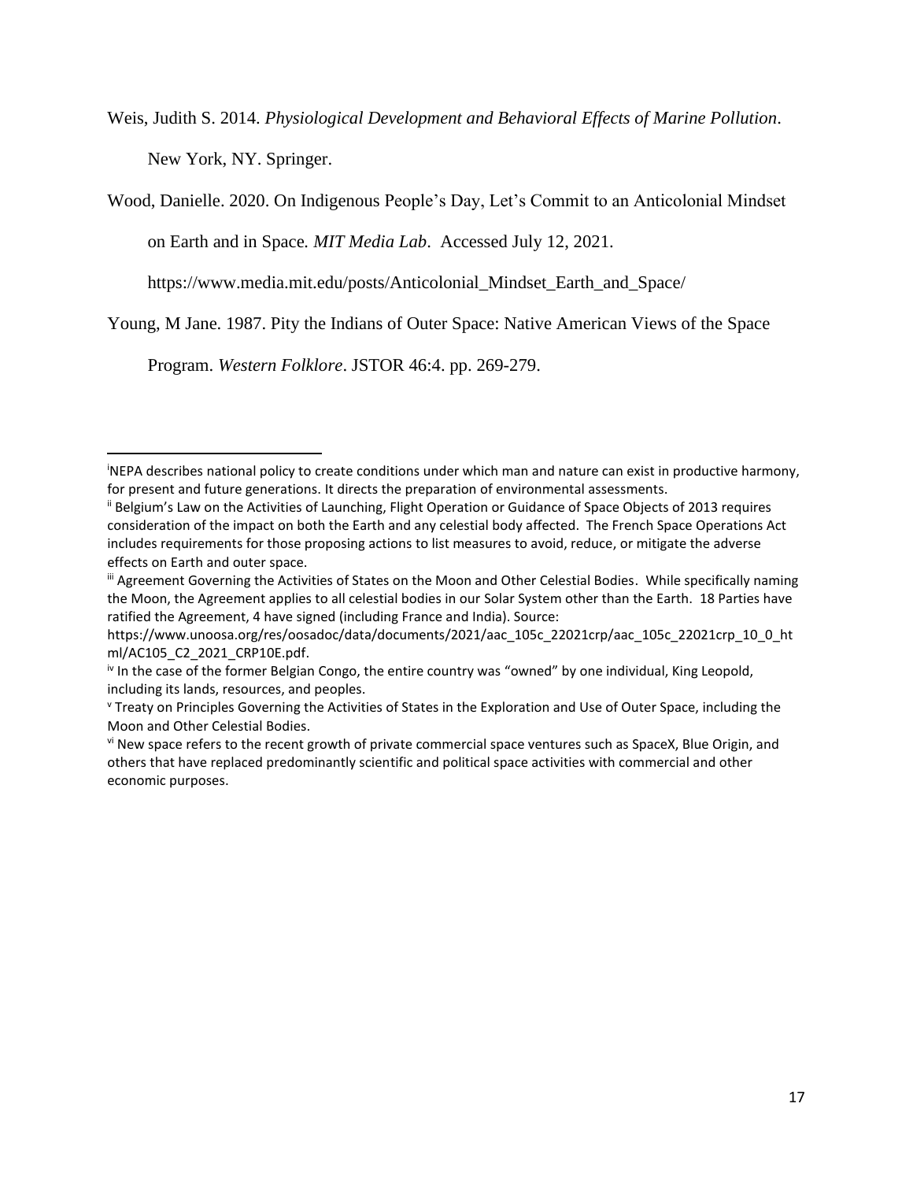Weis, Judith S. 2014. *Physiological Development and Behavioral Effects of Marine Pollution*. New York, NY. Springer.

Wood, Danielle. 2020. On Indigenous People's Day, Let's Commit to an Anticolonial Mindset on Earth and in Space. *MIT Media Lab*. Accessed July 12, 2021. https://www.media.mit.edu/posts/Anticolonial_Mindset_Earth_and_Space/

Young, M Jane. 1987. Pity the Indians of Outer Space: Native American Views of the Space Program. *Western Folklore*. JSTOR 46:4. pp. 269-279.

---

[i] NEPA describes national policy to create conditions under which man and nature can exist in productive harmony, for present and future generations. It directs the preparation of environmental assessments.

[ii] Belgium's Law on the Activities of Launching, Flight Operation or Guidance of Space Objects of 2013 requires consideration of the impact on both the Earth and any celestial body affected. The French Space Operations Act includes requirements for those proposing actions to list measures to avoid, reduce, or mitigate the adverse effects on Earth and outer space.

[iii] Agreement Governing the Activities of States on the Moon and Other Celestial Bodies. While specifically naming the Moon, the Agreement applies to all celestial bodies in our Solar System other than the Earth. 18 Parties have ratified the Agreement, 4 have signed (including France and India). Source: https://www.unoosa.org/res/oosadoc/data/documents/2021/aac_105c_22021crp/aac_105c_22021crp_10_0_html/AC105_C2_2021_CRP10E.pdf.

[iv] In the case of the former Belgian Congo, the entire country was "owned" by one individual, King Leopold, including its lands, resources, and peoples.

[v] Treaty on Principles Governing the Activities of States in the Exploration and Use of Outer Space, including the Moon and Other Celestial Bodies.

[vi] New space refers to the recent growth of private commercial space ventures such as SpaceX, Blue Origin, and others that have replaced predominantly scientific and political space activities with commercial and other economic purposes.